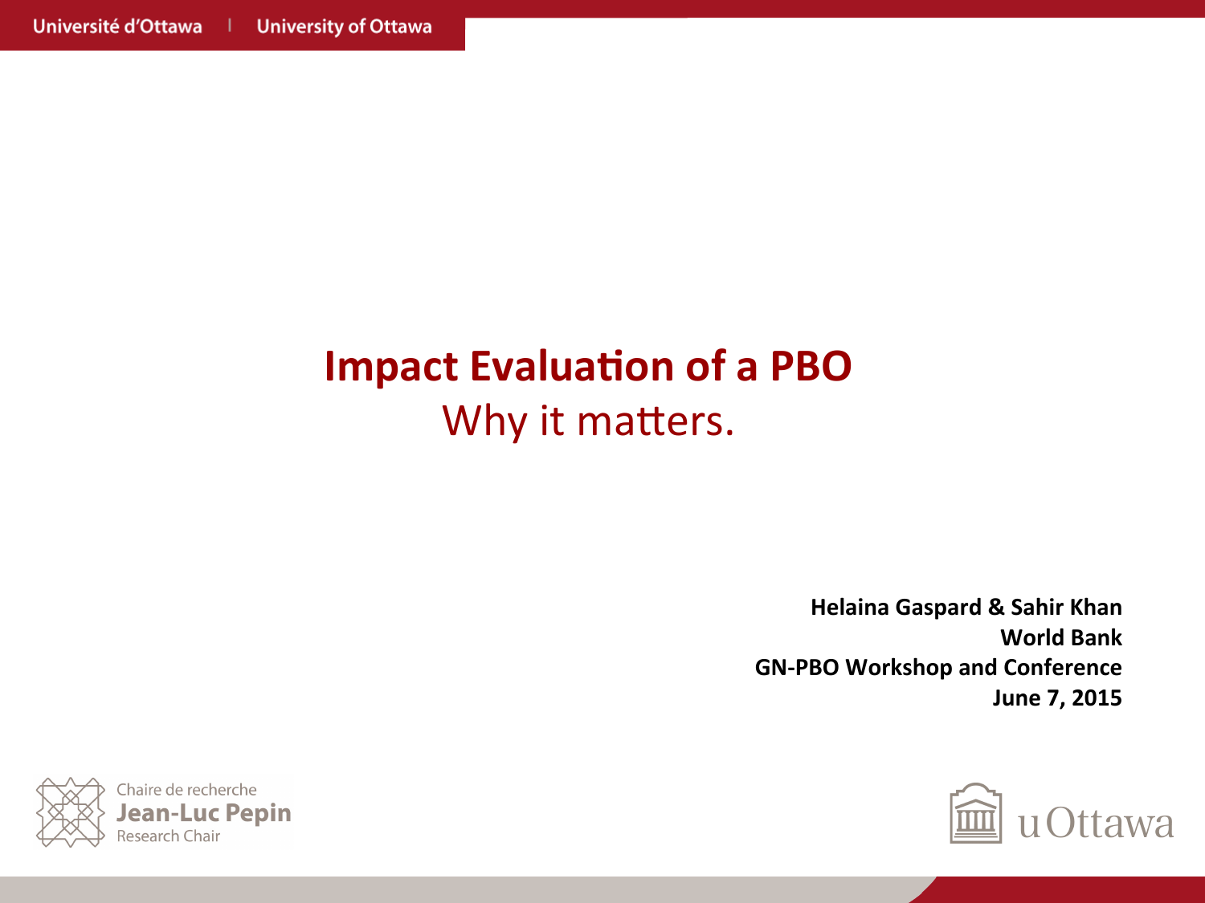# Impact Evaluation of a PBO

## Why it matters.

**Helaina Gaspard & Sahir Khan**
**World Bank**
**GN-PBO Workshop and Conference**
**June 7, 2015**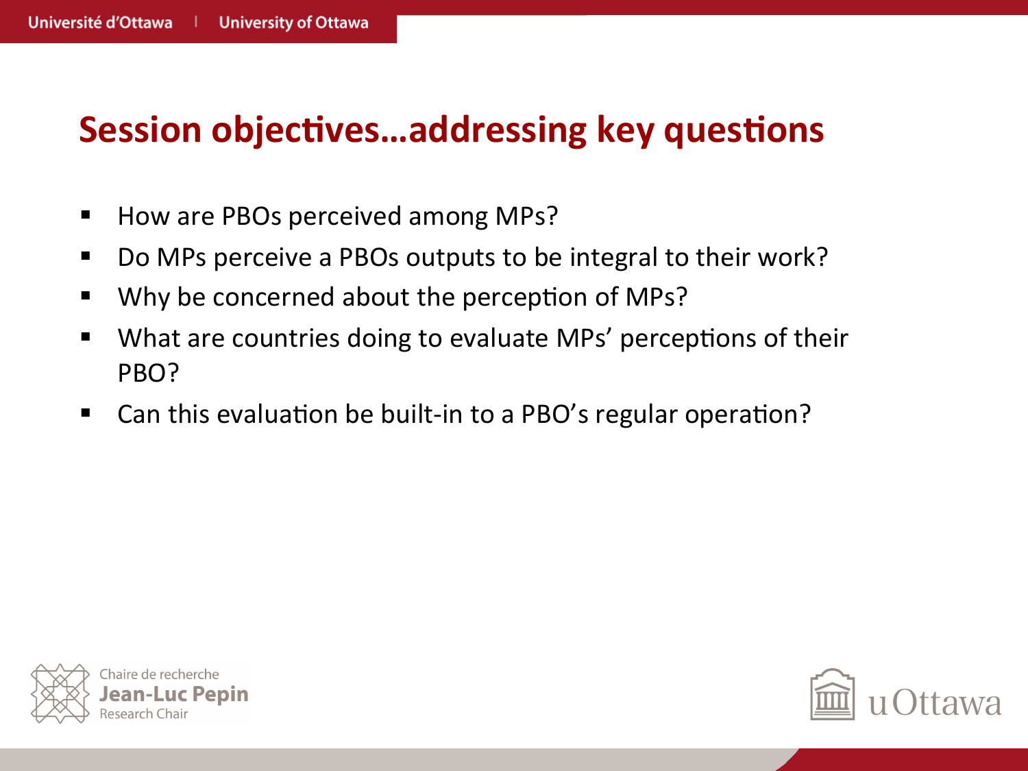# Session objectives…addressing key questions

- How are PBOs perceived among MPs?
- Do MPs perceive a PBOs outputs to be integral to their work?
- Why be concerned about the perception of MPs?
- What are countries doing to evaluate MPs' perceptions of their PBO?
- Can this evaluation be built-in to a PBO's regular operation?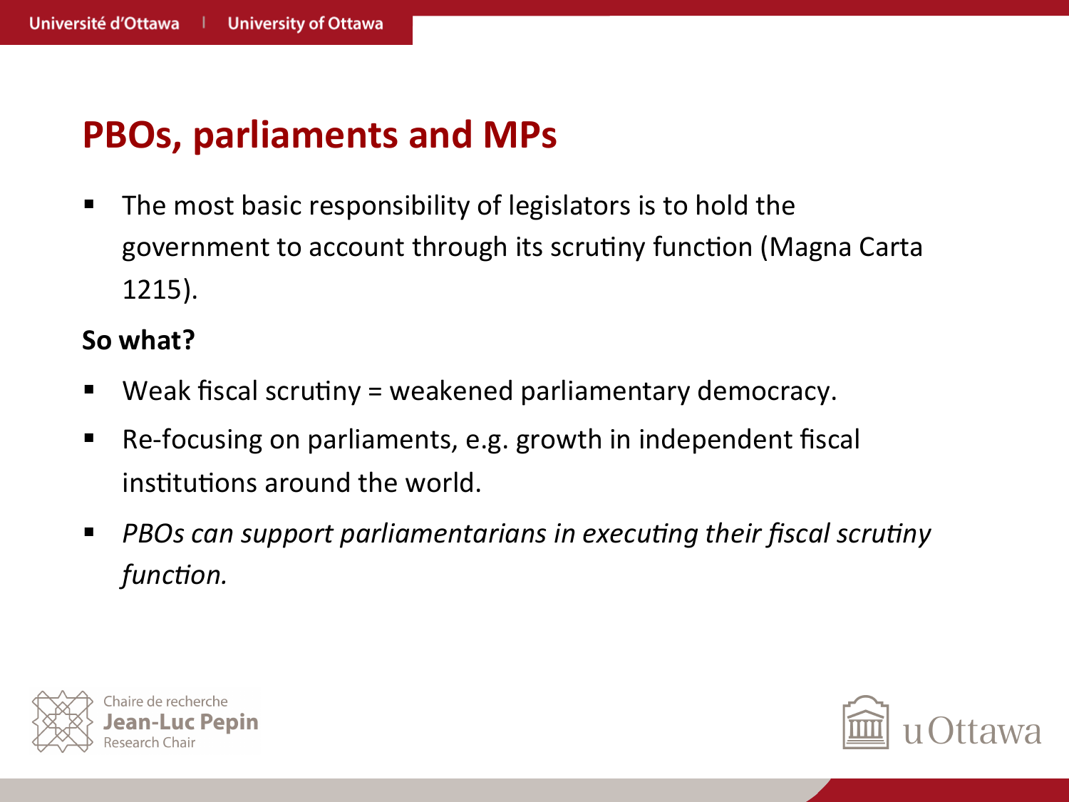# PBOs, parliaments and MPs

- The most basic responsibility of legislators is to hold the government to account through its scrutiny function (Magna Carta 1215).

**So what?**

- Weak fiscal scrutiny = weakened parliamentary democracy.
- Re-focusing on parliaments, e.g. growth in independent fiscal institutions around the world.
- *PBOs can support parliamentarians in executing their fiscal scrutiny function.*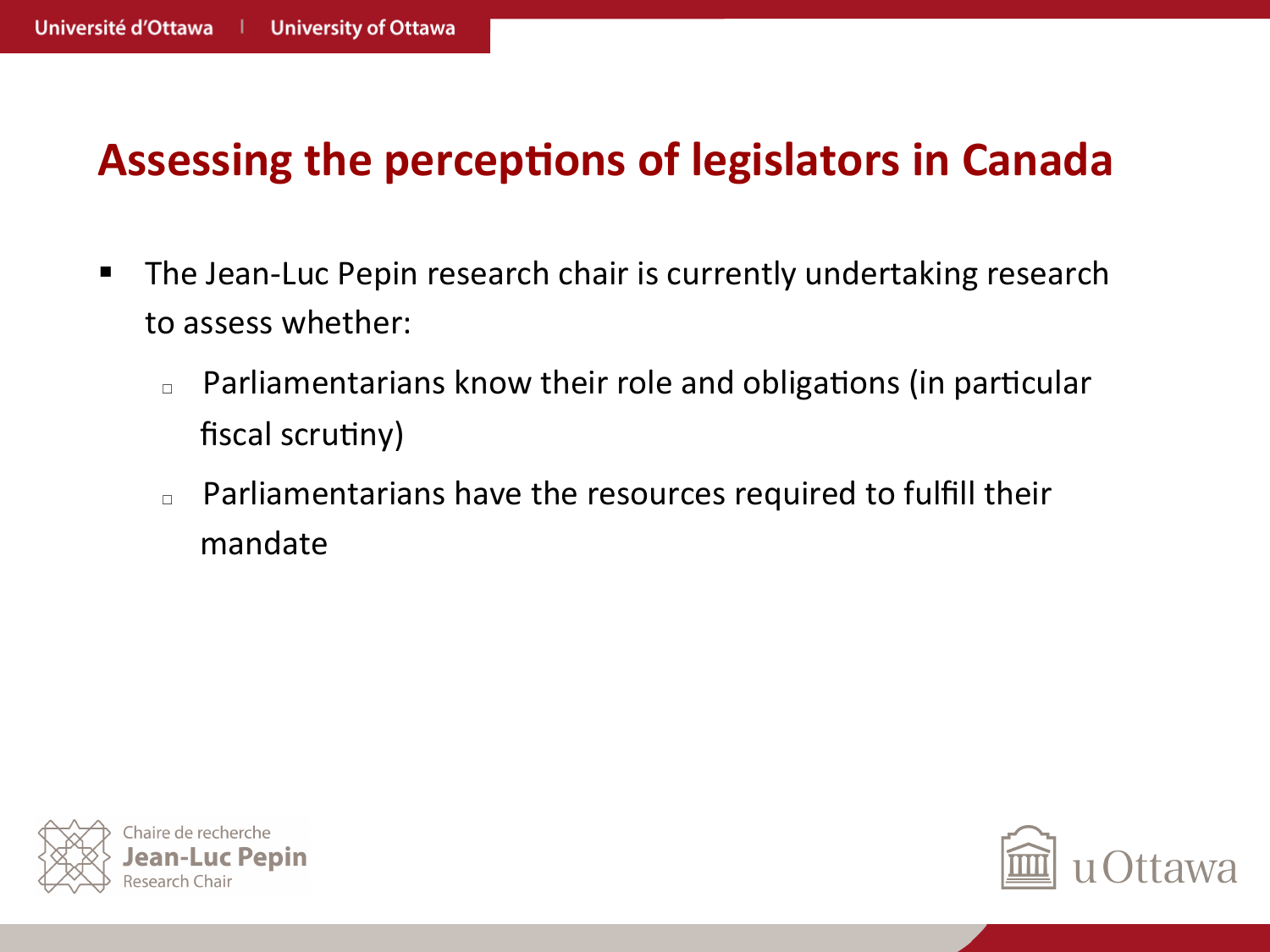# Assessing the perceptions of legislators in Canada

- The Jean-Luc Pepin research chair is currently undertaking research to assess whether:
  - Parliamentarians know their role and obligations (in particular fiscal scrutiny)
  - Parliamentarians have the resources required to fulfill their mandate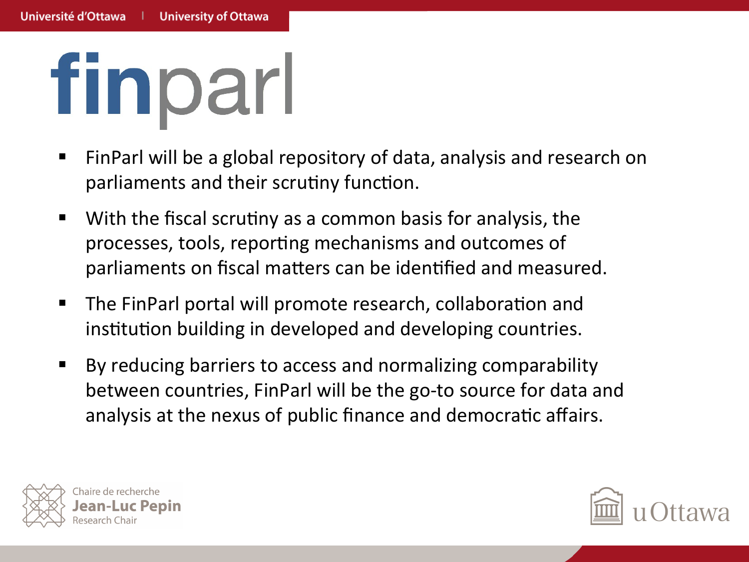# finparl

- FinParl will be a global repository of data, analysis and research on parliaments and their scrutiny function.
- With the fiscal scrutiny as a common basis for analysis, the processes, tools, reporting mechanisms and outcomes of parliaments on fiscal matters can be identified and measured.
- The FinParl portal will promote research, collaboration and institution building in developed and developing countries.
- By reducing barriers to access and normalizing comparability between countries, FinParl will be the go-to source for data and analysis at the nexus of public finance and democratic affairs.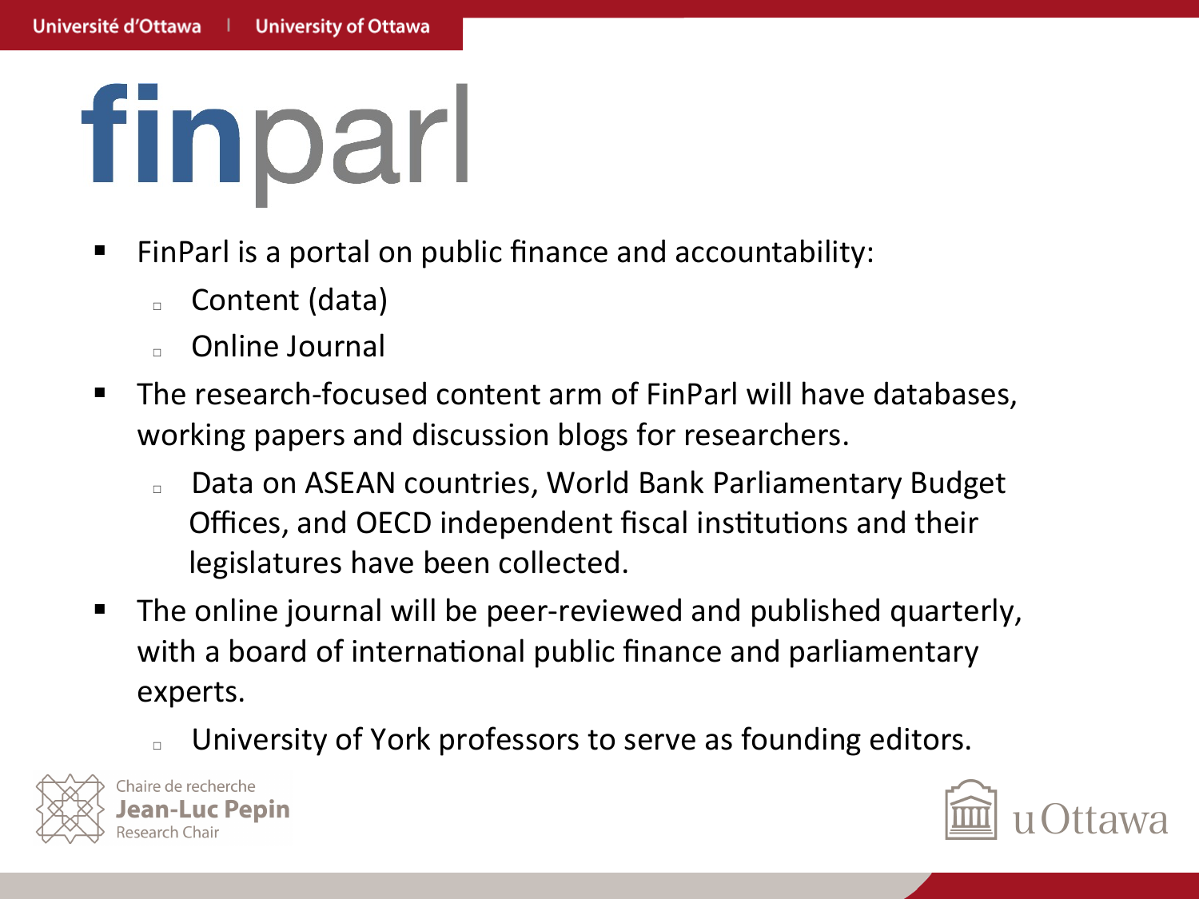# finparl

- FinParl is a portal on public finance and accountability:
  - Content (data)
  - Online Journal
- The research-focused content arm of FinParl will have databases, working papers and discussion blogs for researchers.
  - Data on ASEAN countries, World Bank Parliamentary Budget Offices, and OECD independent fiscal institutions and their legislatures have been collected.
- The online journal will be peer-reviewed and published quarterly, with a board of international public finance and parliamentary experts.
  - University of York professors to serve as founding editors.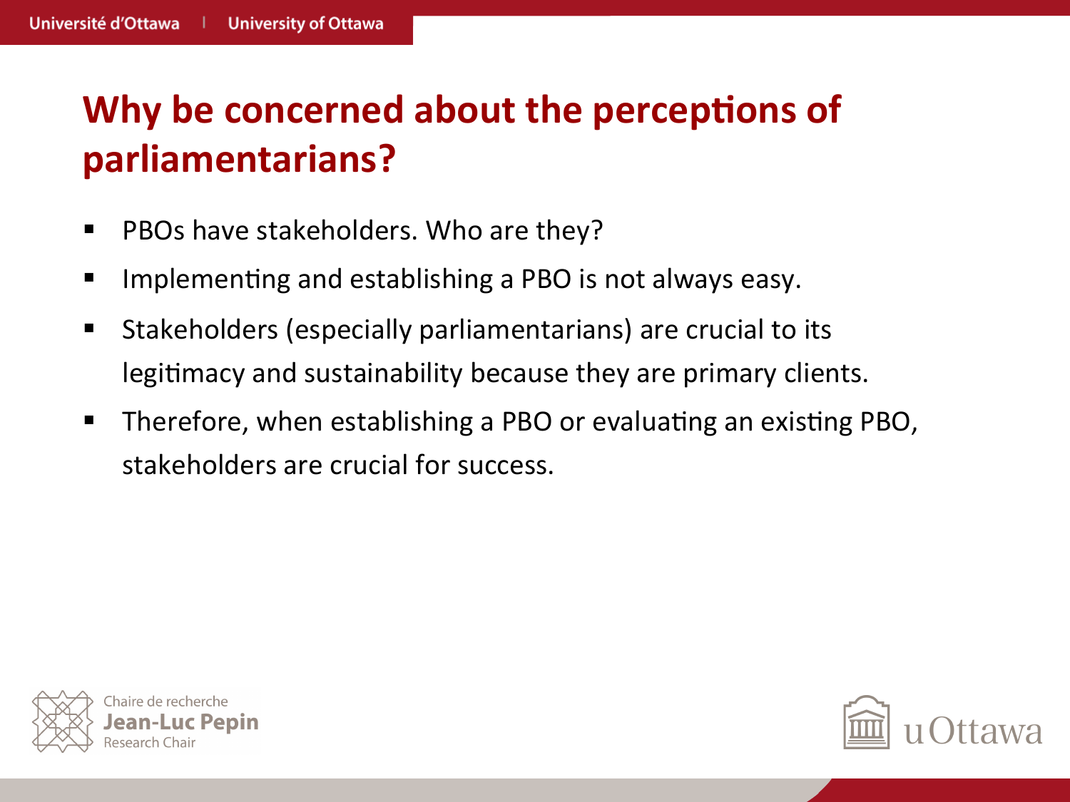# Why be concerned about the perceptions of parliamentarians?

- PBOs have stakeholders. Who are they?
- Implementing and establishing a PBO is not always easy.
- Stakeholders (especially parliamentarians) are crucial to its legitimacy and sustainability because they are primary clients.
- Therefore, when establishing a PBO or evaluating an existing PBO, stakeholders are crucial for success.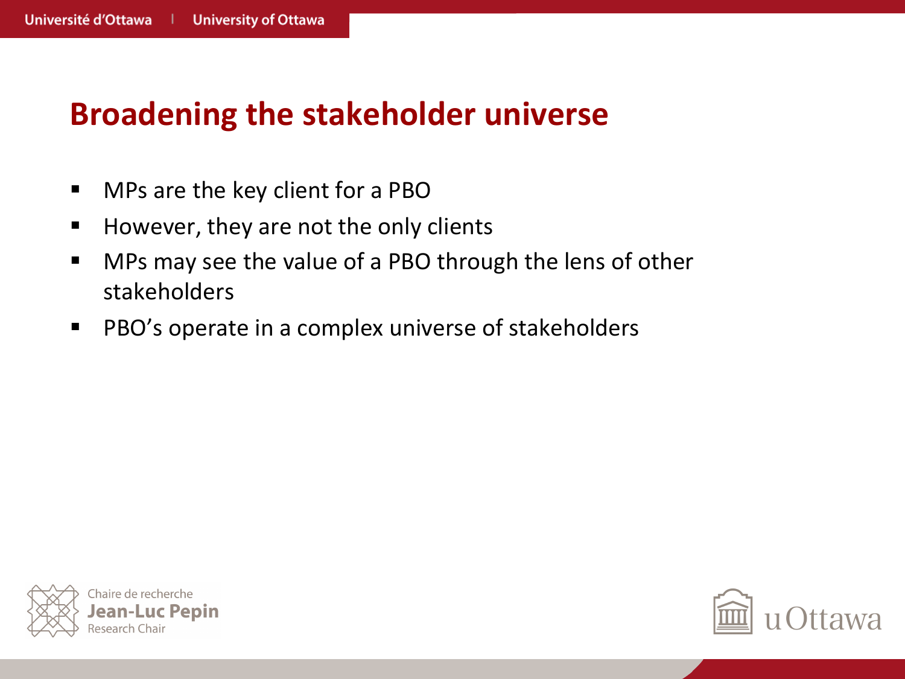# Broadening the stakeholder universe

- MPs are the key client for a PBO
- However, they are not the only clients
- MPs may see the value of a PBO through the lens of other stakeholders
- PBO's operate in a complex universe of stakeholders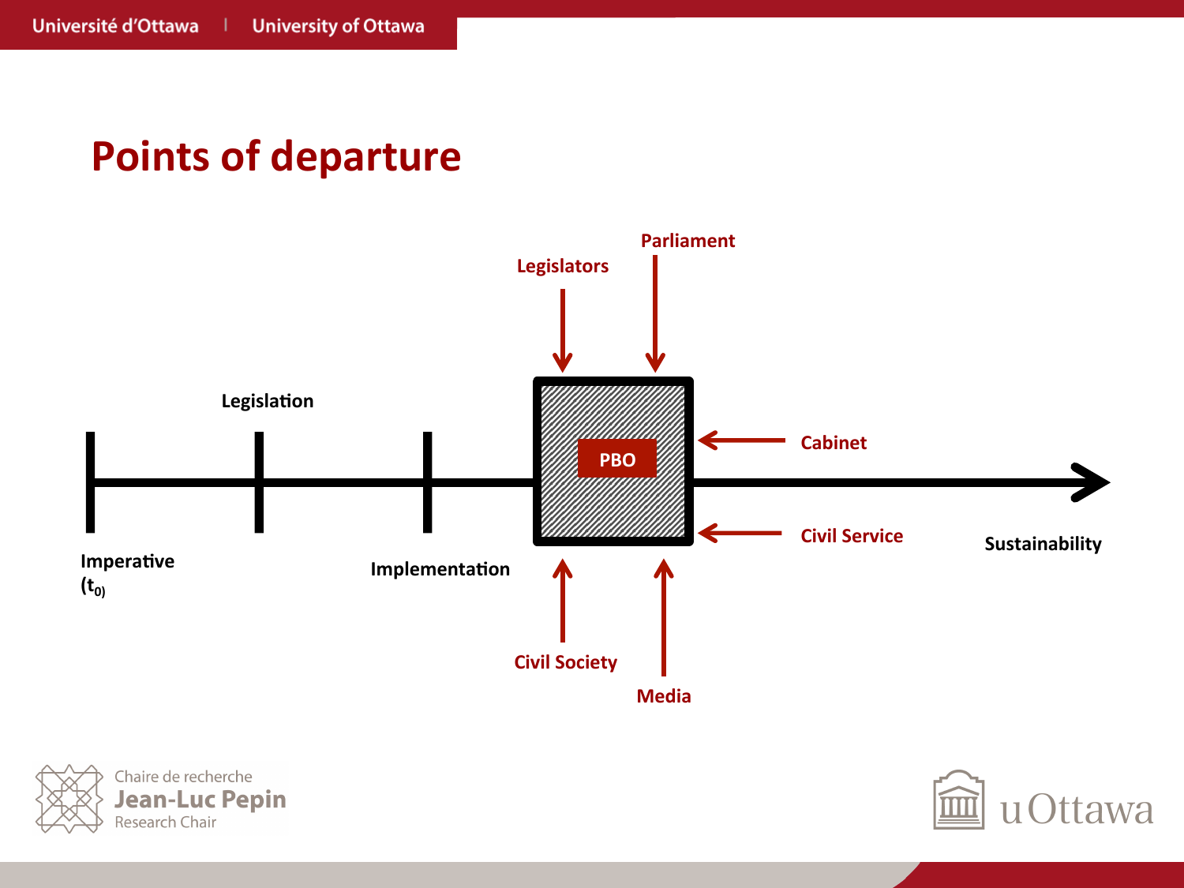# Points of departure

Legislators

Parliament

Legislation

PBO

Cabinet

Civil Service

Imperative ($t_0$)

Implementation

Sustainability

Civil Society

Media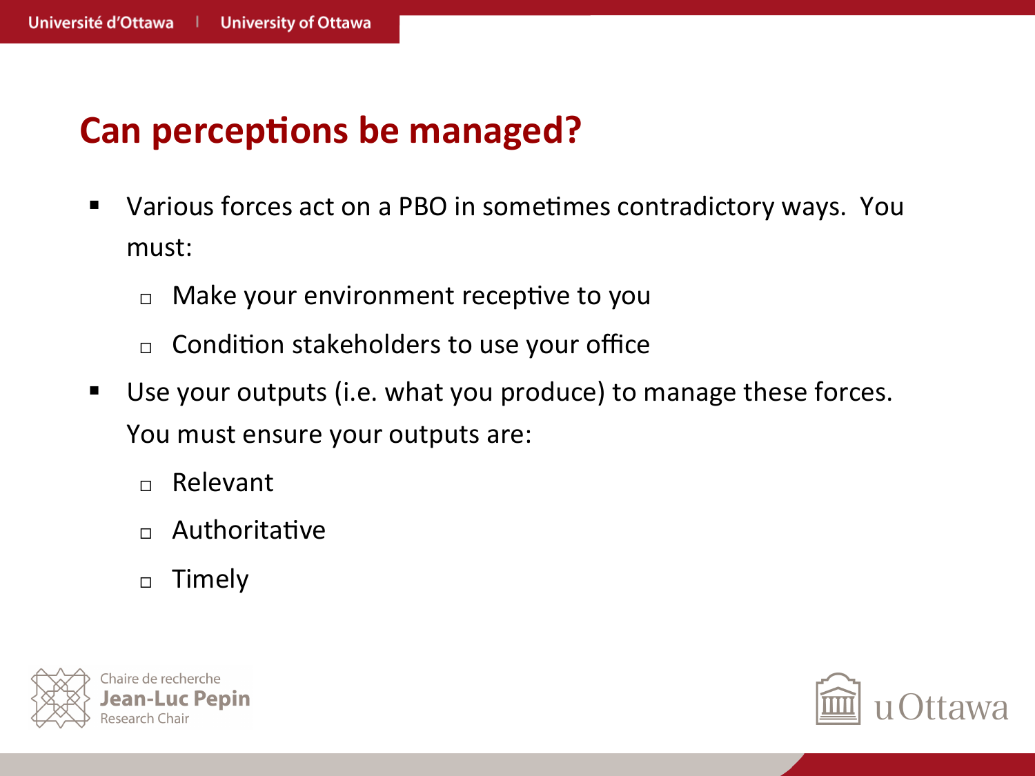## Can perceptions be managed?

- Various forces act on a PBO in sometimes contradictory ways. You must:
  - Make your environment receptive to you
  - Condition stakeholders to use your office
- Use your outputs (i.e. what you produce) to manage these forces. You must ensure your outputs are:
  - Relevant
  - Authoritative
  - Timely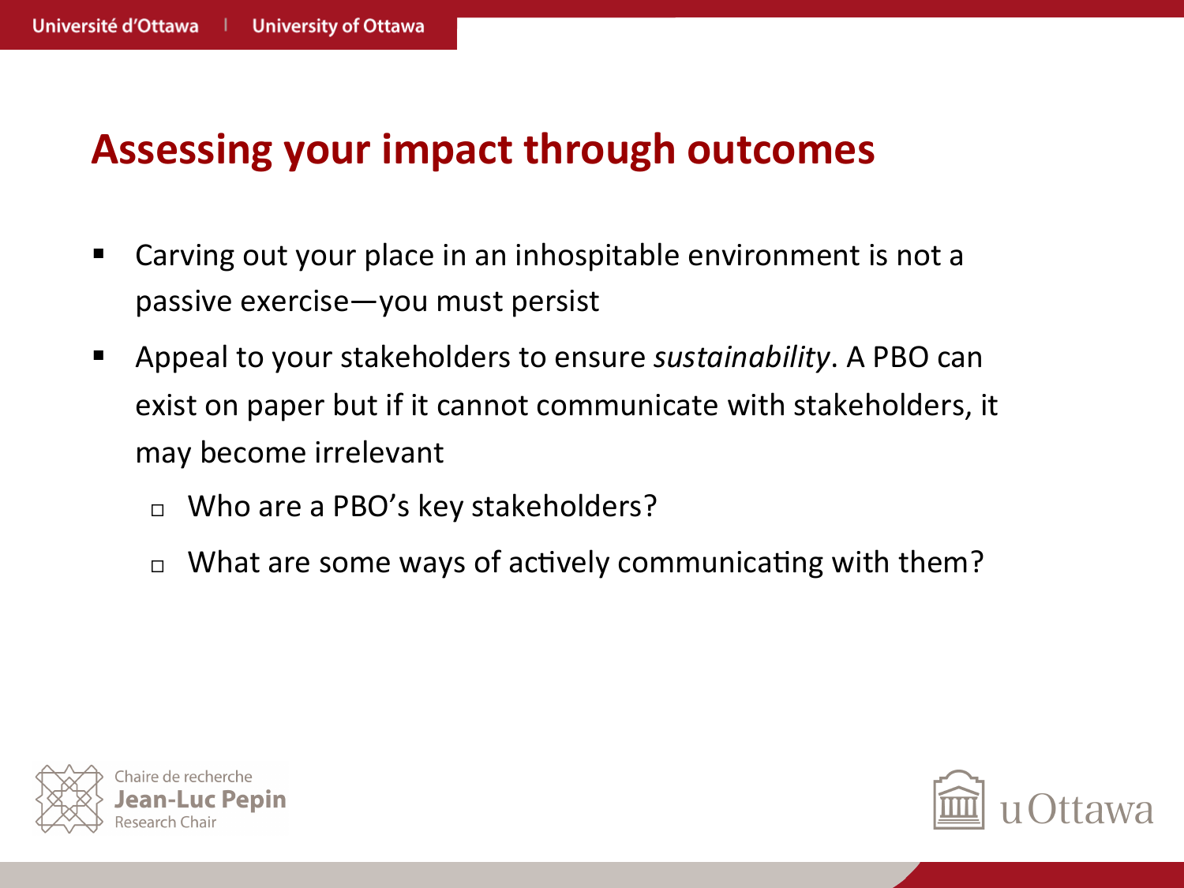## Assessing your impact through outcomes

- Carving out your place in an inhospitable environment is not a passive exercise—you must persist
- Appeal to your stakeholders to ensure *sustainability*. A PBO can exist on paper but if it cannot communicate with stakeholders, it may become irrelevant
  - Who are a PBO's key stakeholders?
  - What are some ways of actively communicating with them?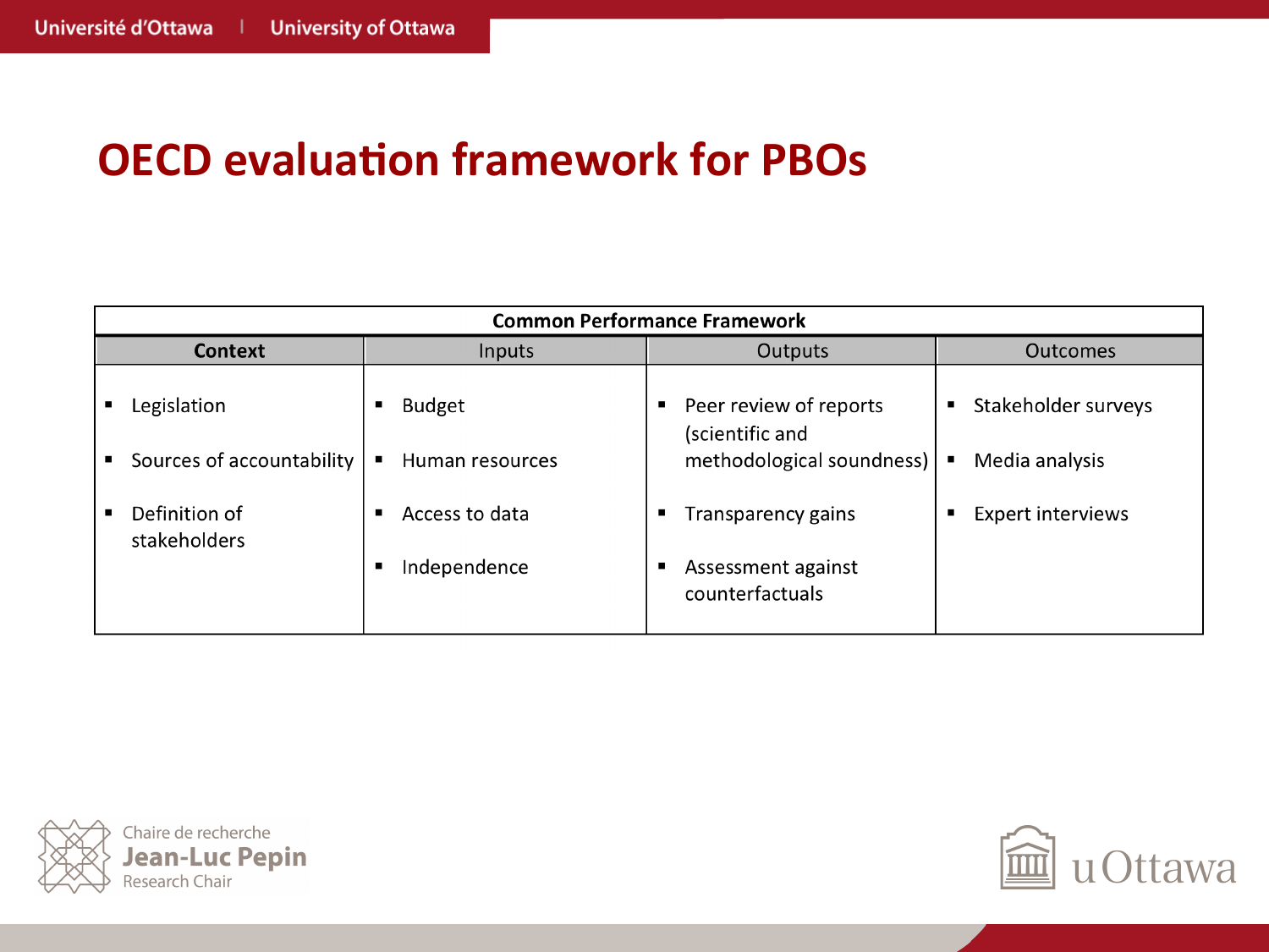# OECD evaluation framework for PBOs

| Common Performance Framework | | | |
|---|---|---|---|
| **Context** | Inputs | Outputs | Outcomes |
| ▪ Legislation<br>▪ Sources of accountability<br>▪ Definition of stakeholders | ▪ Budget<br>▪ Human resources<br>▪ Access to data<br>▪ Independence | ▪ Peer review of reports (scientific and methodological soundness)<br>▪ Transparency gains<br>▪ Assessment against counterfactuals | ▪ Stakeholder surveys<br>▪ Media analysis<br>▪ Expert interviews |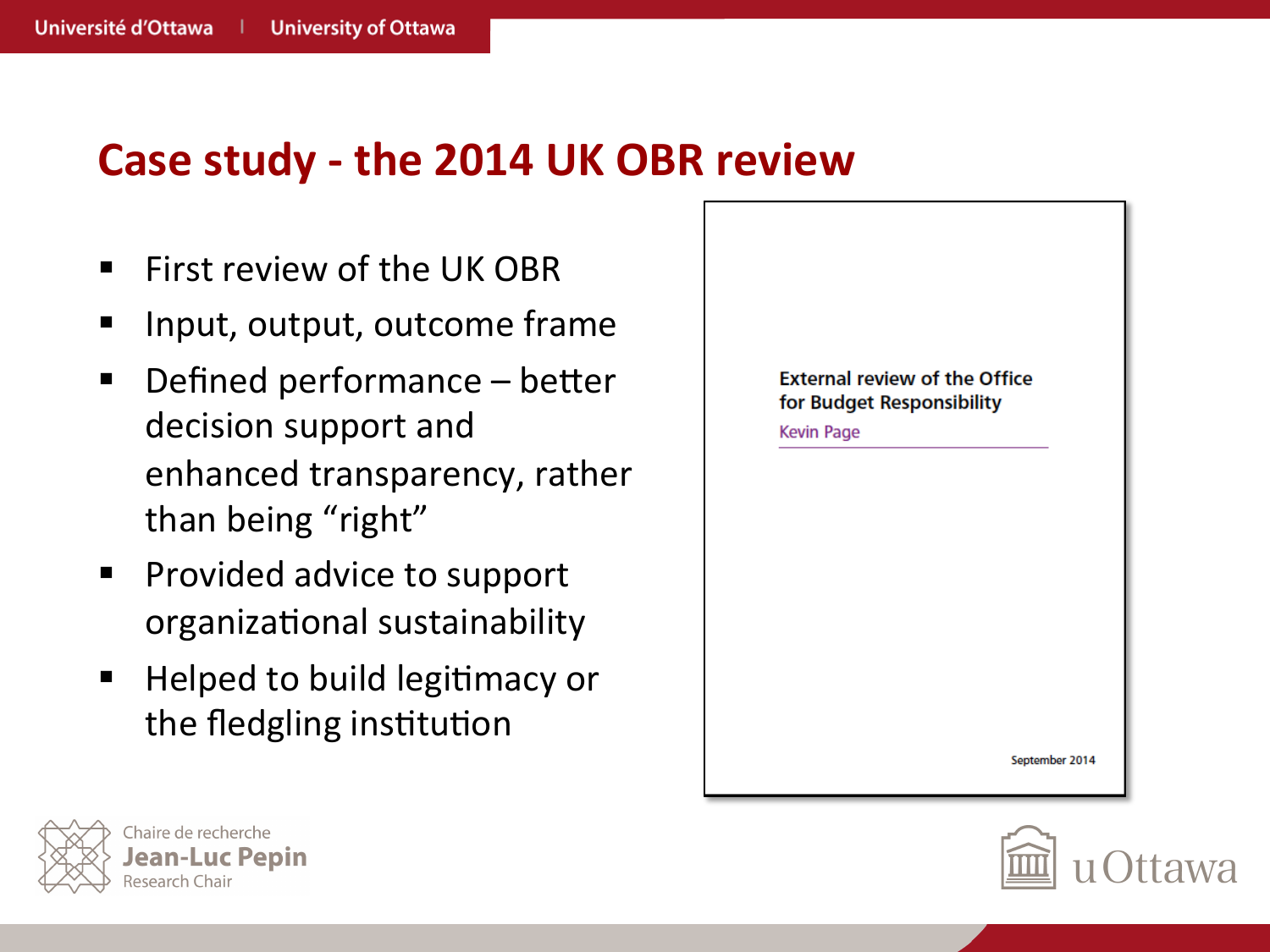# Case study - the 2014 UK OBR review

- First review of the UK OBR
- Input, output, outcome frame
- Defined performance – better decision support and enhanced transparency, rather than being "right"
- Provided advice to support organizational sustainability
- Helped to build legitimacy or the fledgling institution

External review of the Office for Budget Responsibility

Kevin Page

September 2014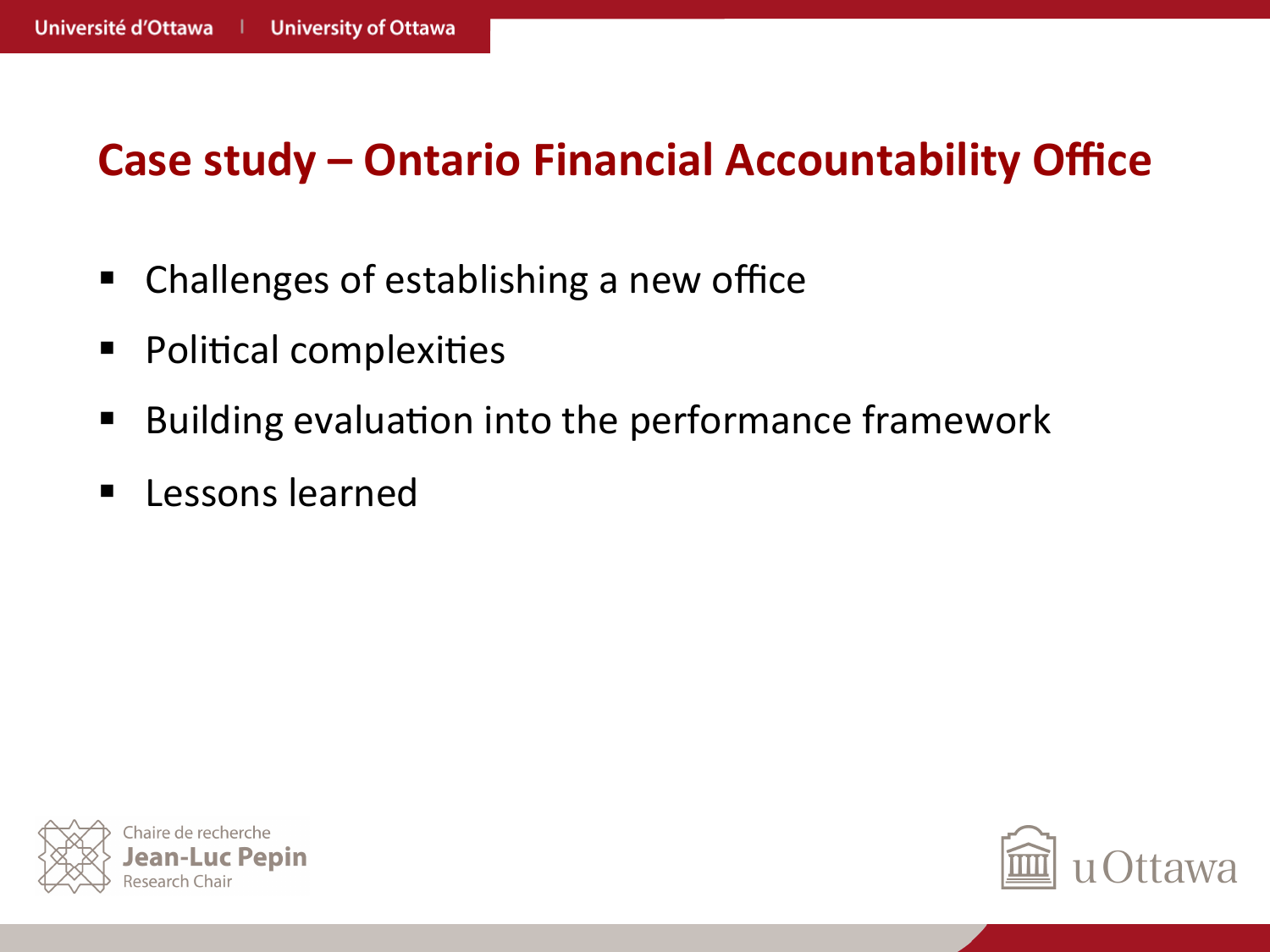# Case study – Ontario Financial Accountability Office

- Challenges of establishing a new office
- Political complexities
- Building evaluation into the performance framework
- Lessons learned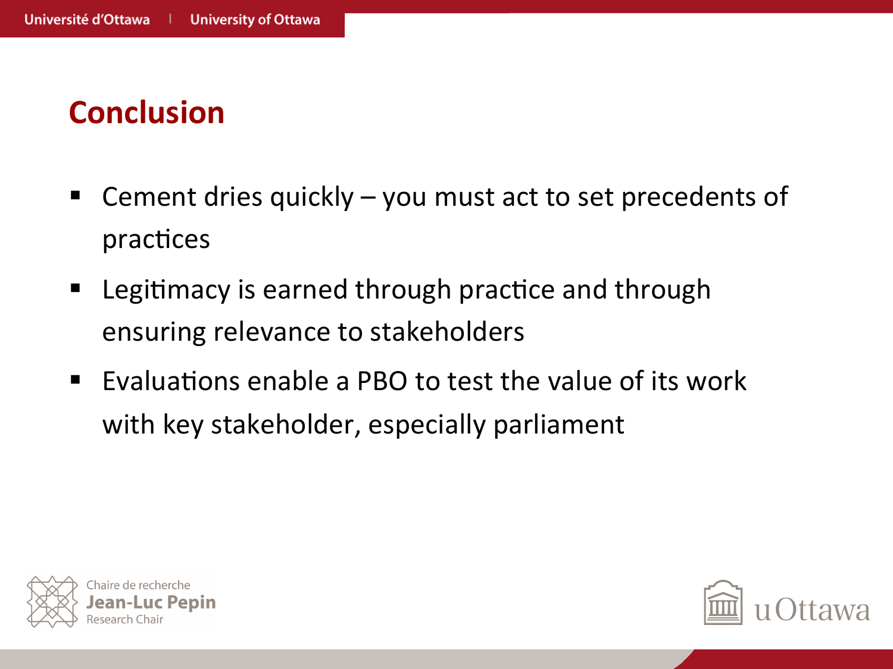## Conclusion

- Cement dries quickly – you must act to set precedents of practices
- Legitimacy is earned through practice and through ensuring relevance to stakeholders
- Evaluations enable a PBO to test the value of its work with key stakeholder, especially parliament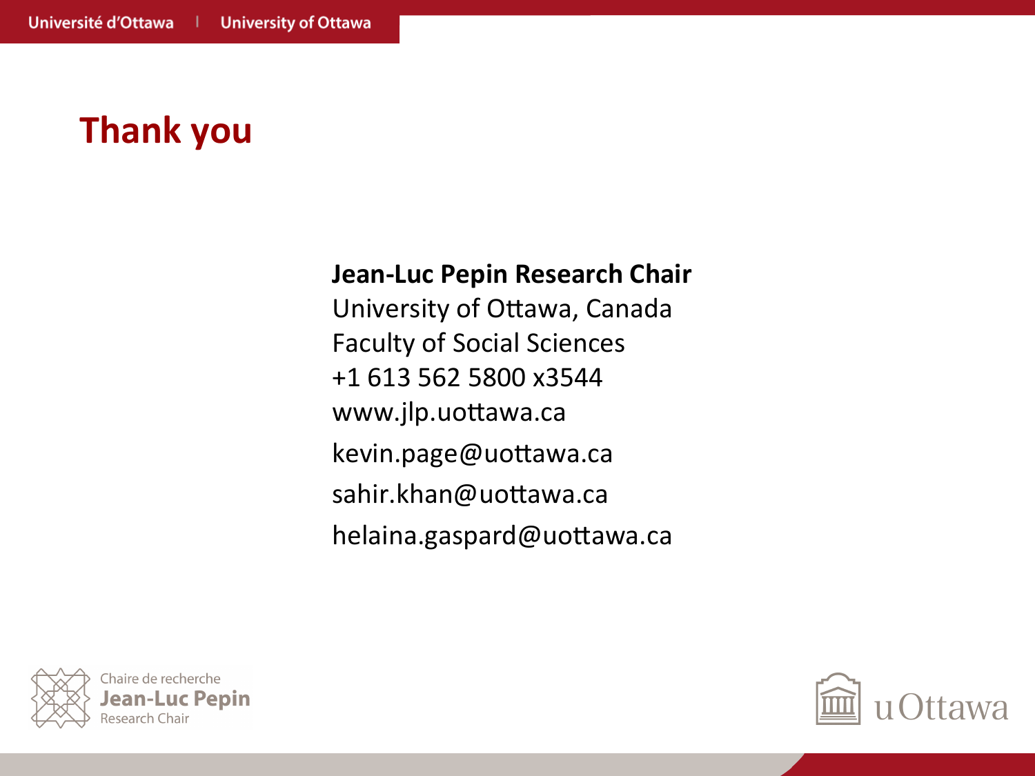# Thank you

**Jean-Luc Pepin Research Chair**
University of Ottawa, Canada
Faculty of Social Sciences
+1 613 562 5800 x3544
www.jlp.uottawa.ca
kevin.page@uottawa.ca
sahir.khan@uottawa.ca
helaina.gaspard@uottawa.ca